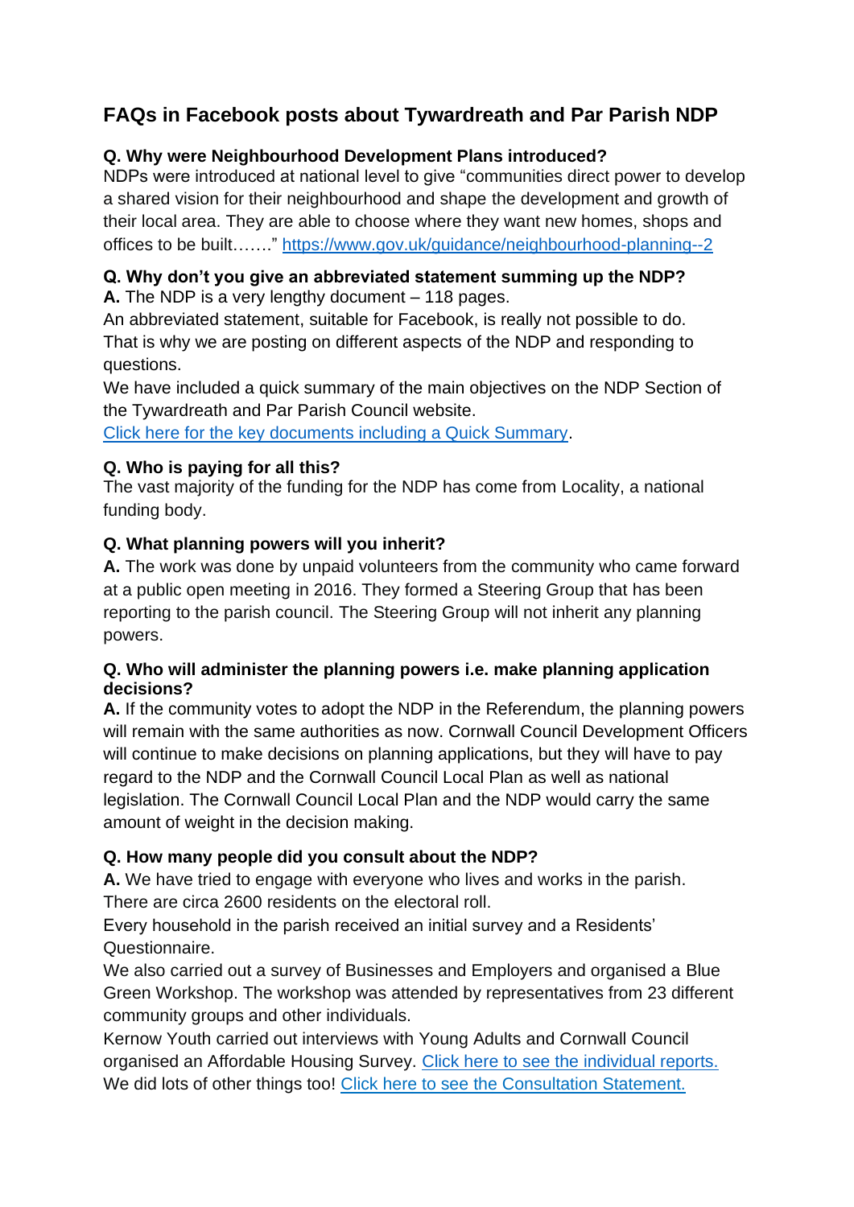# FAQs in Facebook posts about Tywardreath and Par Parish NDP

**Q. Why were Neighbourhood Development Plans introduced?**

NDPs were introduced at national level to give "communities direct power to develop a shared vision for their neighbourhood and shape the development and growth of their local area. They are able to choose where they want new homes, shops and offices to be built……." [https://www.gov.uk/guidance/neighbourhood-planning--2](https://www.gov.uk/guidance/neighbourhood-planning--2)

**Q. Why don't you give an abbreviated statement summing up the NDP?**

**A.** The NDP is a very lengthy document – 118 pages.

An abbreviated statement, suitable for Facebook, is really not possible to do.

That is why we are posting on different aspects of the NDP and responding to questions.

We have included a quick summary of the main objectives on the NDP Section of the Tywardreath and Par Parish Council website.

Click here for the key documents including a Quick Summary.

**Q. Who is paying for all this?**

The vast majority of the funding for the NDP has come from Locality, a national funding body.

**Q. What planning powers will you inherit?**

**A.** The work was done by unpaid volunteers from the community who came forward at a public open meeting in 2016. They formed a Steering Group that has been reporting to the parish council. The Steering Group will not inherit any planning powers.

**Q. Who will administer the planning powers i.e. make planning application decisions?**

**A.** If the community votes to adopt the NDP in the Referendum, the planning powers will remain with the same authorities as now. Cornwall Council Development Officers will continue to make decisions on planning applications, but they will have to pay regard to the NDP and the Cornwall Council Local Plan as well as national legislation. The Cornwall Council Local Plan and the NDP would carry the same amount of weight in the decision making.

**Q. How many people did you consult about the NDP?**

**A.** We have tried to engage with everyone who lives and works in the parish.

There are circa 2600 residents on the electoral roll.

Every household in the parish received an initial survey and a Residents' Questionnaire.

We also carried out a survey of Businesses and Employers and organised a Blue Green Workshop. The workshop was attended by representatives from 23 different community groups and other individuals.

Kernow Youth carried out interviews with Young Adults and Cornwall Council organised an Affordable Housing Survey. Click here to see the individual reports.

We did lots of other things too! Click here to see the Consultation Statement.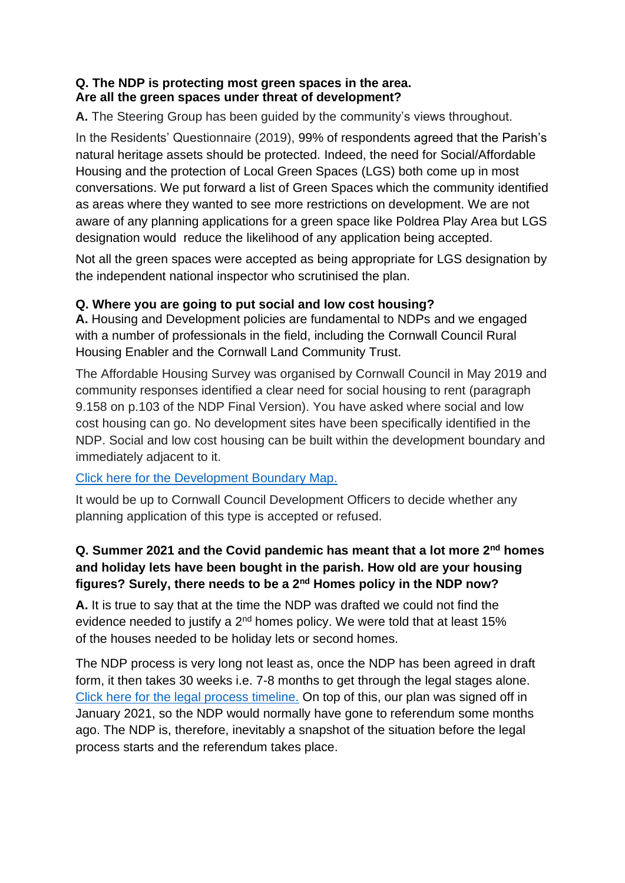**Q. The NDP is protecting most green spaces in the area.**
**Are all the green spaces under threat of development?**

**A.** The Steering Group has been guided by the community's views throughout.

In the Residents' Questionnaire (2019), 99% of respondents agreed that the Parish's natural heritage assets should be protected. Indeed, the need for Social/Affordable Housing and the protection of Local Green Spaces (LGS) both come up in most conversations. We put forward a list of Green Spaces which the community identified as areas where they wanted to see more restrictions on development. We are not aware of any planning applications for a green space like Poldrea Play Area but LGS designation would reduce the likelihood of any application being accepted.

Not all the green spaces were accepted as being appropriate for LGS designation by the independent national inspector who scrutinised the plan.

**Q. Where you are going to put social and low cost housing?**

**A.** Housing and Development policies are fundamental to NDPs and we engaged with a number of professionals in the field, including the Cornwall Council Rural Housing Enabler and the Cornwall Land Community Trust.

The Affordable Housing Survey was organised by Cornwall Council in May 2019 and community responses identified a clear need for social housing to rent (paragraph 9.158 on p.103 of the NDP Final Version). You have asked where social and low cost housing can go. No development sites have been specifically identified in the NDP. Social and low cost housing can be built within the development boundary and immediately adjacent to it.

Click here for the Development Boundary Map.

It would be up to Cornwall Council Development Officers to decide whether any planning application of this type is accepted or refused.

**Q. Summer 2021 and the Covid pandemic has meant that a lot more 2nd homes and holiday lets have been bought in the parish. How old are your housing figures? Surely, there needs to be a 2nd Homes policy in the NDP now?**

**A.** It is true to say that at the time the NDP was drafted we could not find the evidence needed to justify a 2nd homes policy. We were told that at least 15% of the houses needed to be holiday lets or second homes.

The NDP process is very long not least as, once the NDP has been agreed in draft form, it then takes 30 weeks i.e. 7-8 months to get through the legal stages alone. Click here for the legal process timeline. On top of this, our plan was signed off in January 2021, so the NDP would normally have gone to referendum some months ago. The NDP is, therefore, inevitably a snapshot of the situation before the legal process starts and the referendum takes place.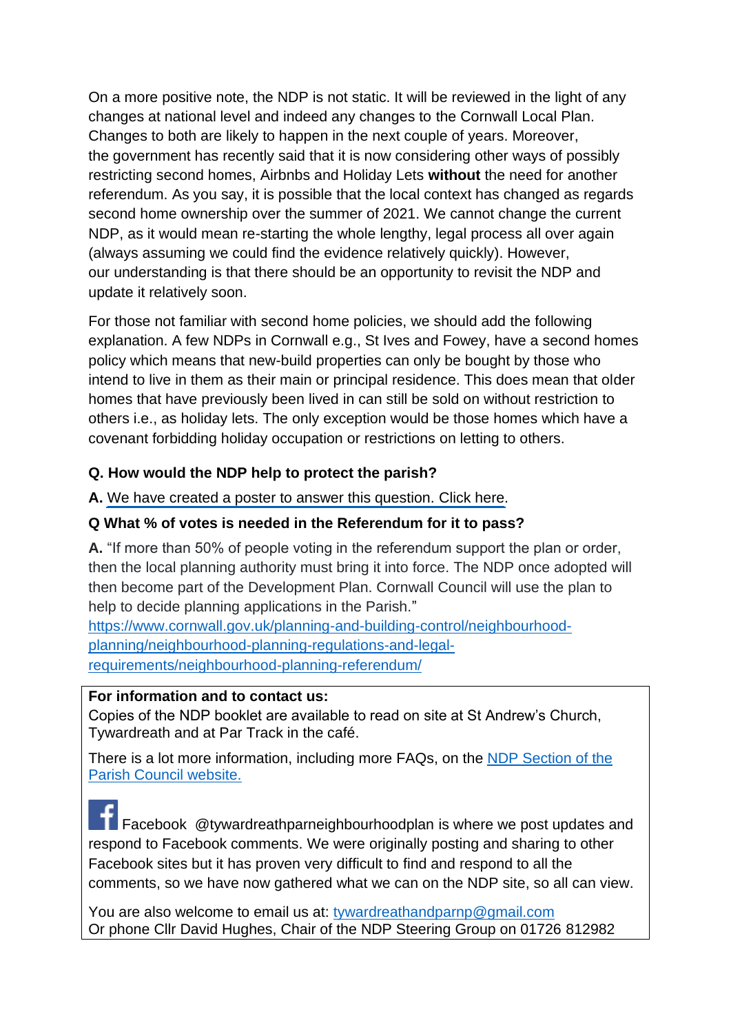On a more positive note, the NDP is not static. It will be reviewed in the light of any changes at national level and indeed any changes to the Cornwall Local Plan. Changes to both are likely to happen in the next couple of years. Moreover, the government has recently said that it is now considering other ways of possibly restricting second homes, Airbnbs and Holiday Lets **without** the need for another referendum. As you say, it is possible that the local context has changed as regards second home ownership over the summer of 2021. We cannot change the current NDP, as it would mean re-starting the whole lengthy, legal process all over again (always assuming we could find the evidence relatively quickly). However, our understanding is that there should be an opportunity to revisit the NDP and update it relatively soon.

For those not familiar with second home policies, we should add the following explanation. A few NDPs in Cornwall e.g., St Ives and Fowey, have a second homes policy which means that new-build properties can only be bought by those who intend to live in them as their main or principal residence. This does mean that older homes that have previously been lived in can still be sold on without restriction to others i.e., as holiday lets. The only exception would be those homes which have a covenant forbidding holiday occupation or restrictions on letting to others.

**Q. How would the NDP help to protect the parish?**

**A.** We have created a poster to answer this question. Click here.

**Q What % of votes is needed in the Referendum for it to pass?**

**A.** "If more than 50% of people voting in the referendum support the plan or order, then the local planning authority must bring it into force. The NDP once adopted will then become part of the Development Plan. Cornwall Council will use the plan to help to decide planning applications in the Parish."
https://www.cornwall.gov.uk/planning-and-building-control/neighbourhood-planning/neighbourhood-planning-regulations-and-legal-requirements/neighbourhood-planning-referendum/

**For information and to contact us:**

Copies of the NDP booklet are available to read on site at St Andrew's Church, Tywardreath and at Par Track in the café.

There is a lot more information, including more FAQs, on the NDP Section of the Parish Council website.

Facebook @tywardreathparneighbourhoodplan is where we post updates and respond to Facebook comments. We were originally posting and sharing to other Facebook sites but it has proven very difficult to find and respond to all the comments, so we have now gathered what we can on the NDP site, so all can view.

You are also welcome to email us at: tywardreathandparnp@gmail.com
Or phone Cllr David Hughes, Chair of the NDP Steering Group on 01726 812982